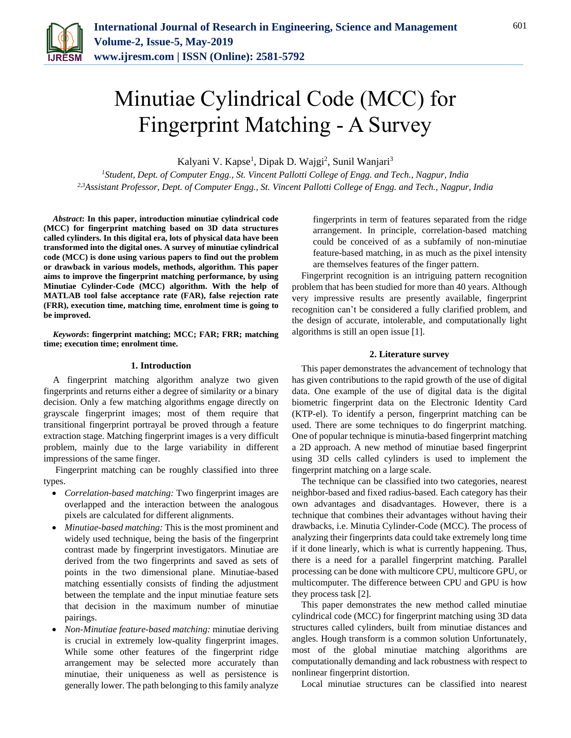# Minutiae Cylindrical Code (MCC) for Fingerprint Matching - A Survey

Kalyani V. Kapse[1], Dipak D. Wajgi[2], Sunil Wanjari[3]

[1]*Student, Dept. of Computer Engg., St. Vincent Pallotti College of Engg. and Tech., Nagpur, India*
[2,3]*Assistant Professor, Dept. of Computer Engg., St. Vincent Pallotti College of Engg. and Tech., Nagpur, India*

***Abstract*: In this paper, introduction minutiae cylindrical code (MCC) for fingerprint matching based on 3D data structures called cylinders. In this digital era, lots of physical data have been transformed into the digital ones. A survey of minutiae cylindrical code (MCC) is done using various papers to find out the problem or drawback in various models, methods, algorithm. This paper aims to improve the fingerprint matching performance, by using Minutiae Cylinder-Code (MCC) algorithm. With the help of MATLAB tool false acceptance rate (FAR), false rejection rate (FRR), execution time, matching time, enrolment time is going to be improved.**

***Keywords*: fingerprint matching; MCC; FAR; FRR; matching time; execution time; enrolment time.**

## 1. Introduction

A fingerprint matching algorithm analyze two given fingerprints and returns either a degree of similarity or a binary decision. Only a few matching algorithms engage directly on grayscale fingerprint images; most of them require that transitional fingerprint portrayal be proved through a feature extraction stage. Matching fingerprint images is a very difficult problem, mainly due to the large variability in different impressions of the same finger.

Fingerprint matching can be roughly classified into three types.

- *Correlation-based matching:* Two fingerprint images are overlapped and the interaction between the analogous pixels are calculated for different alignments.
- *Minutiae-based matching:* This is the most prominent and widely used technique, being the basis of the fingerprint contrast made by fingerprint investigators. Minutiae are derived from the two fingerprints and saved as sets of points in the two dimensional plane. Minutiae-based matching essentially consists of finding the adjustment between the template and the input minutiae feature sets that decision in the maximum number of minutiae pairings.
- *Non-Minutiae feature-based matching:* minutiae deriving is crucial in extremely low-quality fingerprint images. While some other features of the fingerprint ridge arrangement may be selected more accurately than minutiae, their uniqueness as well as persistence is generally lower. The path belonging to this family analyze fingerprints in term of features separated from the ridge arrangement. In principle, correlation-based matching could be conceived of as a subfamily of non-minutiae feature-based matching, in as much as the pixel intensity are themselves features of the finger pattern.

Fingerprint recognition is an intriguing pattern recognition problem that has been studied for more than 40 years. Although very impressive results are presently available, fingerprint recognition can't be considered a fully clarified problem, and the design of accurate, intolerable, and computationally light algorithms is still an open issue [1].

## 2. Literature survey

This paper demonstrates the advancement of technology that has given contributions to the rapid growth of the use of digital data. One example of the use of digital data is the digital biometric fingerprint data on the Electronic Identity Card (KTP-el). To identify a person, fingerprint matching can be used. There are some techniques to do fingerprint matching. One of popular technique is minutia-based fingerprint matching a 2D approach. A new method of minutiae based fingerprint using 3D cells called cylinders is used to implement the fingerprint matching on a large scale.

The technique can be classified into two categories, nearest neighbor-based and fixed radius-based. Each category has their own advantages and disadvantages. However, there is a technique that combines their advantages without having their drawbacks, i.e. Minutia Cylinder-Code (MCC). The process of analyzing their fingerprints data could take extremely long time if it done linearly, which is what is currently happening. Thus, there is a need for a parallel fingerprint matching. Parallel processing can be done with multicore CPU, multicore GPU, or multicomputer. The difference between CPU and GPU is how they process task [2].

This paper demonstrates the new method called minutiae cylindrical code (MCC) for fingerprint matching using 3D data structures called cylinders, built from minutiae distances and angles. Hough transform is a common solution Unfortunately, most of the global minutiae matching algorithms are computationally demanding and lack robustness with respect to nonlinear fingerprint distortion.

Local minutiae structures can be classified into nearest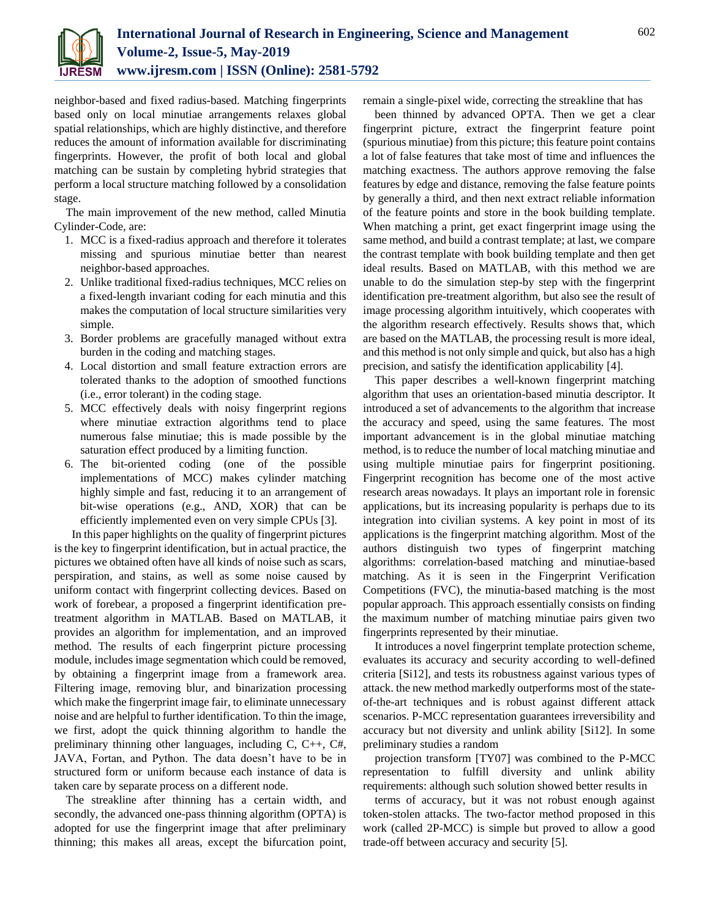neighbor-based and fixed radius-based. Matching fingerprints based only on local minutiae arrangements relaxes global spatial relationships, which are highly distinctive, and therefore reduces the amount of information available for discriminating fingerprints. However, the profit of both local and global matching can be sustain by completing hybrid strategies that perform a local structure matching followed by a consolidation stage.

The main improvement of the new method, called Minutia Cylinder-Code, are:

1. MCC is a fixed-radius approach and therefore it tolerates missing and spurious minutiae better than nearest neighbor-based approaches.
2. Unlike traditional fixed-radius techniques, MCC relies on a fixed-length invariant coding for each minutia and this makes the computation of local structure similarities very simple.
3. Border problems are gracefully managed without extra burden in the coding and matching stages.
4. Local distortion and small feature extraction errors are tolerated thanks to the adoption of smoothed functions (i.e., error tolerant) in the coding stage.
5. MCC effectively deals with noisy fingerprint regions where minutiae extraction algorithms tend to place numerous false minutiae; this is made possible by the saturation effect produced by a limiting function.
6. The bit-oriented coding (one of the possible implementations of MCC) makes cylinder matching highly simple and fast, reducing it to an arrangement of bit-wise operations (e.g., AND, XOR) that can be efficiently implemented even on very simple CPUs [3].

In this paper highlights on the quality of fingerprint pictures is the key to fingerprint identification, but in actual practice, the pictures we obtained often have all kinds of noise such as scars, perspiration, and stains, as well as some noise caused by uniform contact with fingerprint collecting devices. Based on work of forebear, a proposed a fingerprint identification pre-treatment algorithm in MATLAB. Based on MATLAB, it provides an algorithm for implementation, and an improved method. The results of each fingerprint picture processing module, includes image segmentation which could be removed, by obtaining a fingerprint image from a framework area. Filtering image, removing blur, and binarization processing which make the fingerprint image fair, to eliminate unnecessary noise and are helpful to further identification. To thin the image, we first, adopt the quick thinning algorithm to handle the preliminary thinning other languages, including C, C++, C#, JAVA, Fortan, and Python. The data doesn't have to be in structured form or uniform because each instance of data is taken care by separate process on a different node.

The streakline after thinning has a certain width, and secondly, the advanced one-pass thinning algorithm (OPTA) is adopted for use the fingerprint image that after preliminary thinning; this makes all areas, except the bifurcation point, remain a single-pixel wide, correcting the streakline that has

been thinned by advanced OPTA. Then we get a clear fingerprint picture, extract the fingerprint feature point (spurious minutiae) from this picture; this feature point contains a lot of false features that take most of time and influences the matching exactness. The authors approve removing the false features by edge and distance, removing the false feature points by generally a third, and then next extract reliable information of the feature points and store in the book building template. When matching a print, get exact fingerprint image using the same method, and build a contrast template; at last, we compare the contrast template with book building template and then get ideal results. Based on MATLAB, with this method we are unable to do the simulation step-by step with the fingerprint identification pre-treatment algorithm, but also see the result of image processing algorithm intuitively, which cooperates with the algorithm research effectively. Results shows that, which are based on the MATLAB, the processing result is more ideal, and this method is not only simple and quick, but also has a high precision, and satisfy the identification applicability [4].

This paper describes a well-known fingerprint matching algorithm that uses an orientation-based minutia descriptor. It introduced a set of advancements to the algorithm that increase the accuracy and speed, using the same features. The most important advancement is in the global minutiae matching method, is to reduce the number of local matching minutiae and using multiple minutiae pairs for fingerprint positioning. Fingerprint recognition has become one of the most active research areas nowadays. It plays an important role in forensic applications, but its increasing popularity is perhaps due to its integration into civilian systems. A key point in most of its applications is the fingerprint matching algorithm. Most of the authors distinguish two types of fingerprint matching algorithms: correlation-based matching and minutiae-based matching. As it is seen in the Fingerprint Verification Competitions (FVC), the minutia-based matching is the most popular approach. This approach essentially consists on finding the maximum number of matching minutiae pairs given two fingerprints represented by their minutiae.

It introduces a novel fingerprint template protection scheme, evaluates its accuracy and security according to well-defined criteria [Si12], and tests its robustness against various types of attack. the new method markedly outperforms most of the state-of-the-art techniques and is robust against different attack scenarios. P-MCC representation guarantees irreversibility and accuracy but not diversity and unlink ability [Si12]. In some preliminary studies a random

projection transform [TY07] was combined to the P-MCC representation to fulfill diversity and unlink ability requirements: although such solution showed better results in

terms of accuracy, but it was not robust enough against token-stolen attacks. The two-factor method proposed in this work (called 2P-MCC) is simple but proved to allow a good trade-off between accuracy and security [5].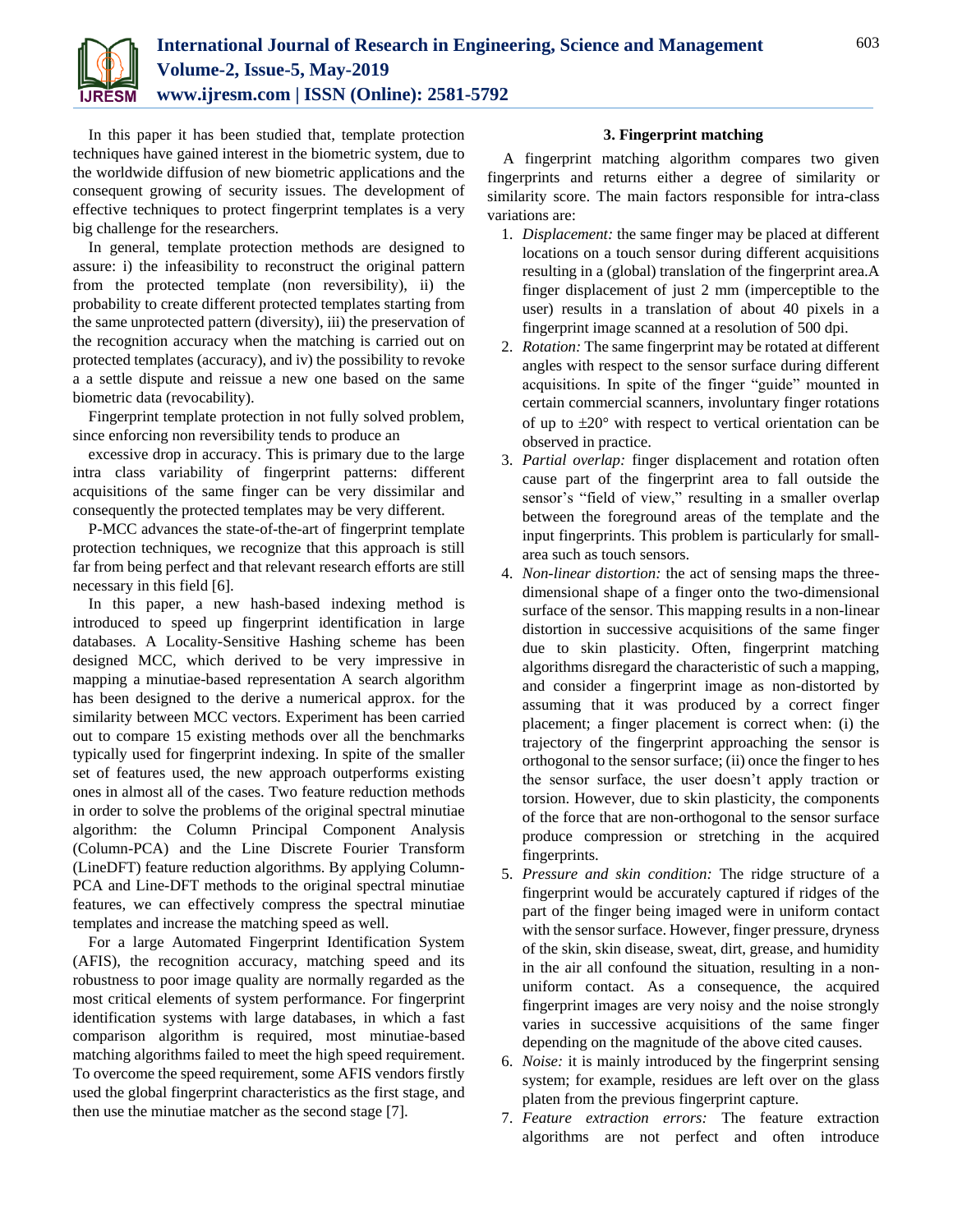In this paper it has been studied that, template protection techniques have gained interest in the biometric system, due to the worldwide diffusion of new biometric applications and the consequent growing of security issues. The development of effective techniques to protect fingerprint templates is a very big challenge for the researchers.

In general, template protection methods are designed to assure: i) the infeasibility to reconstruct the original pattern from the protected template (non reversibility), ii) the probability to create different protected templates starting from the same unprotected pattern (diversity), iii) the preservation of the recognition accuracy when the matching is carried out on protected templates (accuracy), and iv) the possibility to revoke a a settle dispute and reissue a new one based on the same biometric data (revocability).

Fingerprint template protection in not fully solved problem, since enforcing non reversibility tends to produce an

excessive drop in accuracy. This is primary due to the large intra class variability of fingerprint patterns: different acquisitions of the same finger can be very dissimilar and consequently the protected templates may be very different.

P-MCC advances the state-of-the-art of fingerprint template protection techniques, we recognize that this approach is still far from being perfect and that relevant research efforts are still necessary in this field [6].

In this paper, a new hash-based indexing method is introduced to speed up fingerprint identification in large databases. A Locality-Sensitive Hashing scheme has been designed MCC, which derived to be very impressive in mapping a minutiae-based representation A search algorithm has been designed to the derive a numerical approx. for the similarity between MCC vectors. Experiment has been carried out to compare 15 existing methods over all the benchmarks typically used for fingerprint indexing. In spite of the smaller set of features used, the new approach outperforms existing ones in almost all of the cases. Two feature reduction methods in order to solve the problems of the original spectral minutiae algorithm: the Column Principal Component Analysis (Column-PCA) and the Line Discrete Fourier Transform (LineDFT) feature reduction algorithms. By applying Column-PCA and Line-DFT methods to the original spectral minutiae features, we can effectively compress the spectral minutiae templates and increase the matching speed as well.

For a large Automated Fingerprint Identification System (AFIS), the recognition accuracy, matching speed and its robustness to poor image quality are normally regarded as the most critical elements of system performance. For fingerprint identification systems with large databases, in which a fast comparison algorithm is required, most minutiae-based matching algorithms failed to meet the high speed requirement. To overcome the speed requirement, some AFIS vendors firstly used the global fingerprint characteristics as the first stage, and then use the minutiae matcher as the second stage [7].

### 3. Fingerprint matching

A fingerprint matching algorithm compares two given fingerprints and returns either a degree of similarity or similarity score. The main factors responsible for intra-class variations are:

1. *Displacement:* the same finger may be placed at different locations on a touch sensor during different acquisitions resulting in a (global) translation of the fingerprint area.A finger displacement of just 2 mm (imperceptible to the user) results in a translation of about 40 pixels in a fingerprint image scanned at a resolution of 500 dpi.
2. *Rotation:* The same fingerprint may be rotated at different angles with respect to the sensor surface during different acquisitions. In spite of the finger "guide" mounted in certain commercial scanners, involuntary finger rotations of up to $\pm 20°$ with respect to vertical orientation can be observed in practice.
3. *Partial overlap:* finger displacement and rotation often cause part of the fingerprint area to fall outside the sensor's "field of view," resulting in a smaller overlap between the foreground areas of the template and the input fingerprints. This problem is particularly for small-area such as touch sensors.
4. *Non-linear distortion:* the act of sensing maps the three-dimensional shape of a finger onto the two-dimensional surface of the sensor. This mapping results in a non-linear distortion in successive acquisitions of the same finger due to skin plasticity. Often, fingerprint matching algorithms disregard the characteristic of such a mapping, and consider a fingerprint image as non-distorted by assuming that it was produced by a correct finger placement; a finger placement is correct when: (i) the trajectory of the fingerprint approaching the sensor is orthogonal to the sensor surface; (ii) once the finger to hes the sensor surface, the user doesn't apply traction or torsion. However, due to skin plasticity, the components of the force that are non-orthogonal to the sensor surface produce compression or stretching in the acquired fingerprints.
5. *Pressure and skin condition:* The ridge structure of a fingerprint would be accurately captured if ridges of the part of the finger being imaged were in uniform contact with the sensor surface. However, finger pressure, dryness of the skin, skin disease, sweat, dirt, grease, and humidity in the air all confound the situation, resulting in a non-uniform contact. As a consequence, the acquired fingerprint images are very noisy and the noise strongly varies in successive acquisitions of the same finger depending on the magnitude of the above cited causes.
6. *Noise:* it is mainly introduced by the fingerprint sensing system; for example, residues are left over on the glass platen from the previous fingerprint capture.
7. *Feature extraction errors:* The feature extraction algorithms are not perfect and often introduce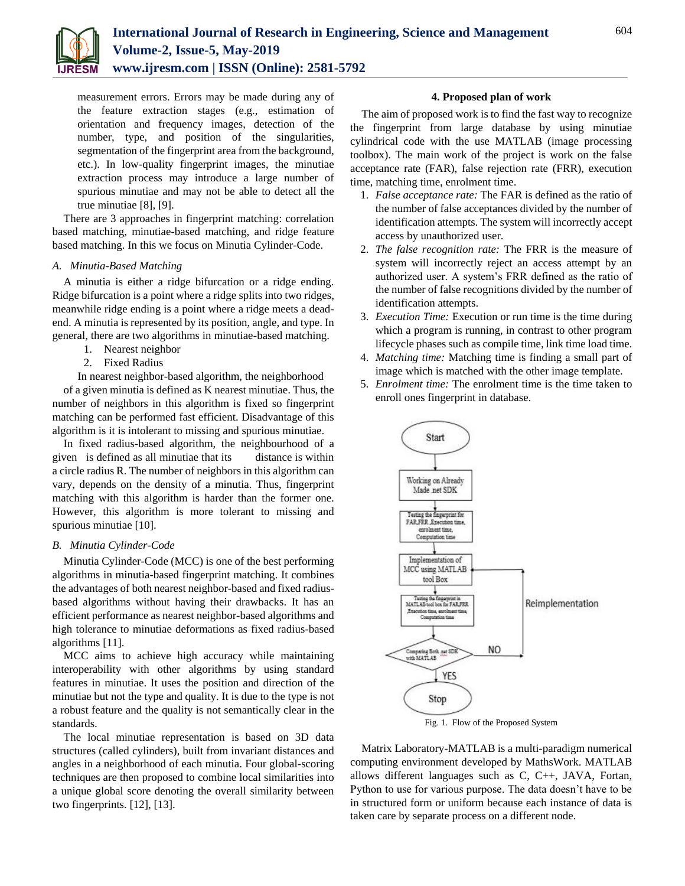measurement errors. Errors may be made during any of the feature extraction stages (e.g., estimation of orientation and frequency images, detection of the number, type, and position of the singularities, segmentation of the fingerprint area from the background, etc.). In low-quality fingerprint images, the minutiae extraction process may introduce a large number of spurious minutiae and may not be able to detect all the true minutiae [8], [9].

There are 3 approaches in fingerprint matching: correlation based matching, minutiae-based matching, and ridge feature based matching. In this we focus on Minutia Cylinder-Code.

### A. Minutia-Based Matching

A minutia is either a ridge bifurcation or a ridge ending. Ridge bifurcation is a point where a ridge splits into two ridges, meanwhile ridge ending is a point where a ridge meets a dead-end. A minutia is represented by its position, angle, and type. In general, there are two algorithms in minutiae-based matching.

1. Nearest neighbor
2. Fixed Radius

In nearest neighbor-based algorithm, the neighborhood of a given minutia is defined as K nearest minutiae. Thus, the number of neighbors in this algorithm is fixed so fingerprint matching can be performed fast efficient. Disadvantage of this algorithm is it is intolerant to missing and spurious minutiae.

In fixed radius-based algorithm, the neighbourhood of a given is defined as all minutiae that its distance is within a circle radius R. The number of neighbors in this algorithm can vary, depends on the density of a minutia. Thus, fingerprint matching with this algorithm is harder than the former one. However, this algorithm is more tolerant to missing and spurious minutiae [10].

### B. Minutia Cylinder-Code

Minutia Cylinder-Code (MCC) is one of the best performing algorithms in minutia-based fingerprint matching. It combines the advantages of both nearest neighbor-based and fixed radius-based algorithms without having their drawbacks. It has an efficient performance as nearest neighbor-based algorithms and high tolerance to minutiae deformations as fixed radius-based algorithms [11].

MCC aims to achieve high accuracy while maintaining interoperability with other algorithms by using standard features in minutiae. It uses the position and direction of the minutiae but not the type and quality. It is due to the type is not a robust feature and the quality is not semantically clear in the standards.

The local minutiae representation is based on 3D data structures (called cylinders), built from invariant distances and angles in a neighborhood of each minutia. Four global-scoring techniques are then proposed to combine local similarities into a unique global score denoting the overall similarity between two fingerprints. [12], [13].

## 4. Proposed plan of work

The aim of proposed work is to find the fast way to recognize the fingerprint from large database by using minutiae cylindrical code with the use MATLAB (image processing toolbox). The main work of the project is work on the false acceptance rate (FAR), false rejection rate (FRR), execution time, matching time, enrolment time.

1. *False acceptance rate:* The FAR is defined as the ratio of the number of false acceptances divided by the number of identification attempts. The system will incorrectly accept access by unauthorized user.
2. *The false recognition rate:* The FRR is the measure of system will incorrectly reject an access attempt by an authorized user. A system's FRR defined as the ratio of the number of false recognitions divided by the number of identification attempts.
3. *Execution Time:* Execution or run time is the time during which a program is running, in contrast to other program lifecycle phases such as compile time, link time load time.
4. *Matching time:* Matching time is finding a small part of image which is matched with the other image template.
5. *Enrolment time:* The enrolment time is the time taken to enroll ones fingerprint in database.

Start

Working on Already Made .net SDK

Testing the fingerprint for FAR,FRR ,Execution time, enrolment time, Computation time

Implementation of MCC using MATLAB tool Box

Testing the fingerprint in MATLAB tool box for FAR,FRR ,Execution time, enrolment time, Computation time

Comparing Both .net SDK with MATLAB

NO

Reimplementation

YES

Stop

Fig. 1. Flow of the Proposed System

Matrix Laboratory-MATLAB is a multi-paradigm numerical computing environment developed by MathsWork. MATLAB allows different languages such as C, C++, JAVA, Fortan, Python to use for various purpose. The data doesn't have to be in structured form or uniform because each instance of data is taken care by separate process on a different node.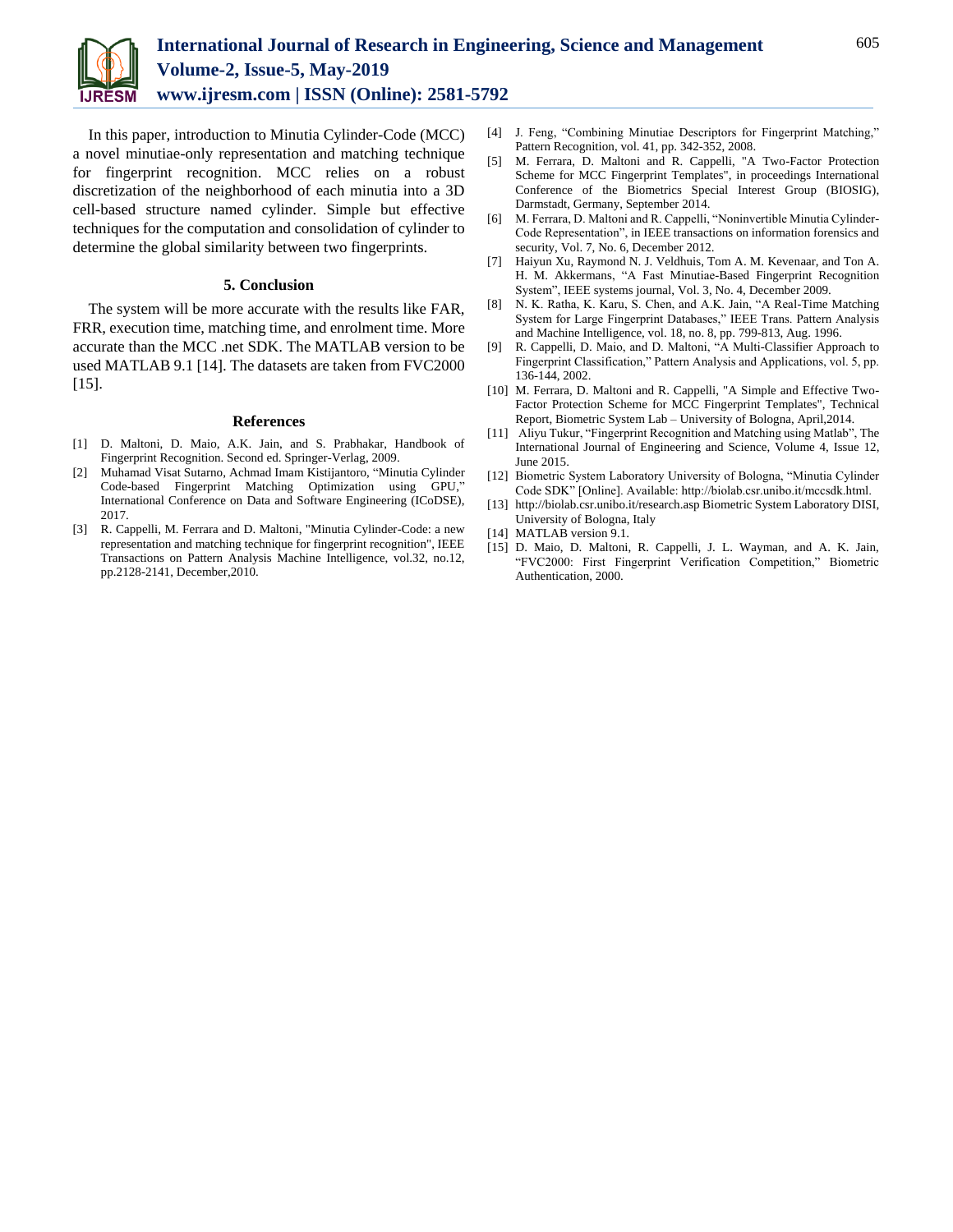In this paper, introduction to Minutia Cylinder-Code (MCC) a novel minutiae-only representation and matching technique for fingerprint recognition. MCC relies on a robust discretization of the neighborhood of each minutia into a 3D cell-based structure named cylinder. Simple but effective techniques for the computation and consolidation of cylinder to determine the global similarity between two fingerprints.

## 5. Conclusion

The system will be more accurate with the results like FAR, FRR, execution time, matching time, and enrolment time. More accurate than the MCC .net SDK. The MATLAB version to be used MATLAB 9.1 [14]. The datasets are taken from FVC2000 [15].

## References

[1] D. Maltoni, D. Maio, A.K. Jain, and S. Prabhakar, Handbook of Fingerprint Recognition. Second ed. Springer-Verlag, 2009.

[2] Muhamad Visat Sutarno, Achmad Imam Kistijantoro, "Minutia Cylinder Code-based Fingerprint Matching Optimization using GPU," International Conference on Data and Software Engineering (ICoDSE), 2017.

[3] R. Cappelli, M. Ferrara and D. Maltoni, "Minutia Cylinder-Code: a new representation and matching technique for fingerprint recognition", IEEE Transactions on Pattern Analysis Machine Intelligence, vol.32, no.12, pp.2128-2141, December,2010.

[4] J. Feng, "Combining Minutiae Descriptors for Fingerprint Matching," Pattern Recognition, vol. 41, pp. 342-352, 2008.

[5] M. Ferrara, D. Maltoni and R. Cappelli, "A Two-Factor Protection Scheme for MCC Fingerprint Templates", in proceedings International Conference of the Biometrics Special Interest Group (BIOSIG), Darmstadt, Germany, September 2014.

[6] M. Ferrara, D. Maltoni and R. Cappelli, "Noninvertible Minutia Cylinder-Code Representation", in IEEE transactions on information forensics and security, Vol. 7, No. 6, December 2012.

[7] Haiyun Xu, Raymond N. J. Veldhuis, Tom A. M. Kevenaar, and Ton A. H. M. Akkermans, "A Fast Minutiae-Based Fingerprint Recognition System", IEEE systems journal, Vol. 3, No. 4, December 2009.

[8] N. K. Ratha, K. Karu, S. Chen, and A.K. Jain, "A Real-Time Matching System for Large Fingerprint Databases," IEEE Trans. Pattern Analysis and Machine Intelligence, vol. 18, no. 8, pp. 799-813, Aug. 1996.

[9] R. Cappelli, D. Maio, and D. Maltoni, "A Multi-Classifier Approach to Fingerprint Classification," Pattern Analysis and Applications, vol. 5, pp. 136-144, 2002.

[10] M. Ferrara, D. Maltoni and R. Cappelli, "A Simple and Effective Two-Factor Protection Scheme for MCC Fingerprint Templates", Technical Report, Biometric System Lab – University of Bologna, April,2014.

[11] Aliyu Tukur, "Fingerprint Recognition and Matching using Matlab", The International Journal of Engineering and Science, Volume 4, Issue 12, June 2015.

[12] Biometric System Laboratory University of Bologna, "Minutia Cylinder Code SDK" [Online]. Available: http://biolab.csr.unibo.it/mccsdk.html.

[13] http://biolab.csr.unibo.it/research.asp Biometric System Laboratory DISI, University of Bologna, Italy

[14] MATLAB version 9.1.

[15] D. Maio, D. Maltoni, R. Cappelli, J. L. Wayman, and A. K. Jain, "FVC2000: First Fingerprint Verification Competition," Biometric Authentication, 2000.